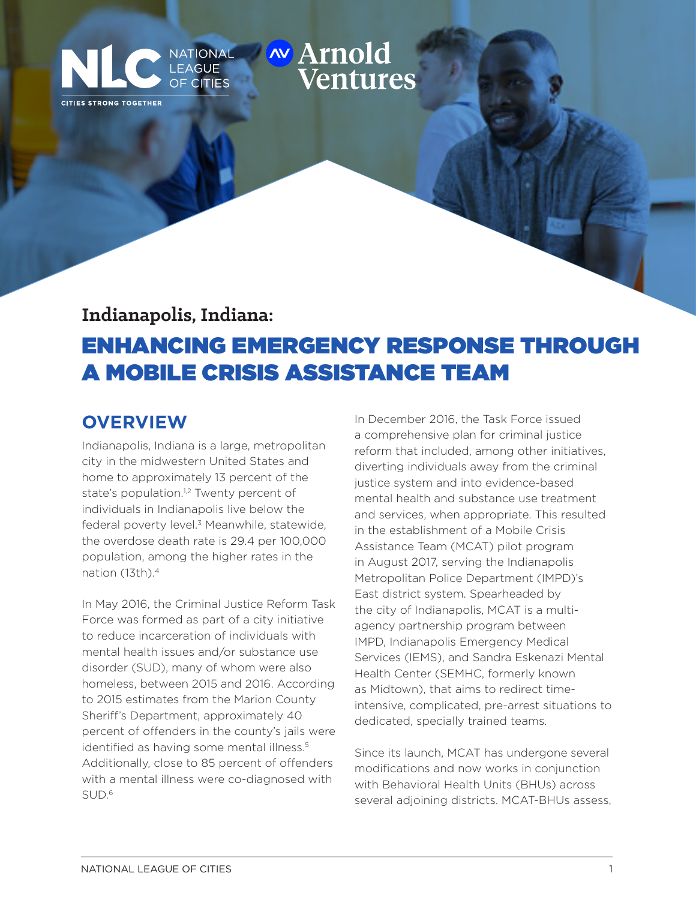NATIONAL LEAGUE OF CITIES

CITIES STRONG TOGETHER

Arnold Ventures

**Indianapolis, Indiana:**

# ENHANCING EMERGENCY RESPONSE THROUGH A MOBILE CRISIS ASSISTANCE TEAM

## OVERVIEW

Indianapolis, Indiana is a large, metropolitan city in the midwestern United States and home to approximately 13 percent of the state's population.[1,2] Twenty percent of individuals in Indianapolis live below the federal poverty level.[3] Meanwhile, statewide, the overdose death rate is 29.4 per 100,000 population, among the higher rates in the nation (13th).[4]

In May 2016, the Criminal Justice Reform Task Force was formed as part of a city initiative to reduce incarceration of individuals with mental health issues and/or substance use disorder (SUD), many of whom were also homeless, between 2015 and 2016. According to 2015 estimates from the Marion County Sheriff's Department, approximately 40 percent of offenders in the county's jails were identified as having some mental illness.[5] Additionally, close to 85 percent of offenders with a mental illness were co-diagnosed with SUD.[6]

In December 2016, the Task Force issued a comprehensive plan for criminal justice reform that included, among other initiatives, diverting individuals away from the criminal justice system and into evidence-based mental health and substance use treatment and services, when appropriate. This resulted in the establishment of a Mobile Crisis Assistance Team (MCAT) pilot program in August 2017, serving the Indianapolis Metropolitan Police Department (IMPD)'s East district system. Spearheaded by the city of Indianapolis, MCAT is a multi-agency partnership program between IMPD, Indianapolis Emergency Medical Services (IEMS), and Sandra Eskenazi Mental Health Center (SEMHC, formerly known as Midtown), that aims to redirect time-intensive, complicated, pre-arrest situations to dedicated, specially trained teams.

Since its launch, MCAT has undergone several modifications and now works in conjunction with Behavioral Health Units (BHUs) across several adjoining districts. MCAT-BHUs assess,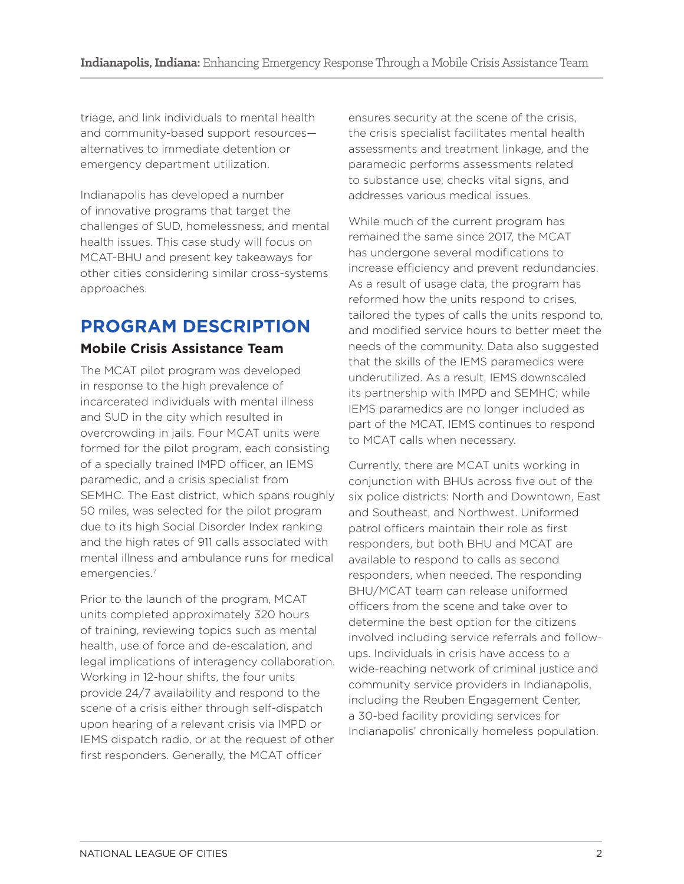triage, and link individuals to mental health and community-based support resources—alternatives to immediate detention or emergency department utilization.

Indianapolis has developed a number of innovative programs that target the challenges of SUD, homelessness, and mental health issues. This case study will focus on MCAT-BHU and present key takeaways for other cities considering similar cross-systems approaches.

## PROGRAM DESCRIPTION

### Mobile Crisis Assistance Team

The MCAT pilot program was developed in response to the high prevalence of incarcerated individuals with mental illness and SUD in the city which resulted in overcrowding in jails. Four MCAT units were formed for the pilot program, each consisting of a specially trained IMPD officer, an IEMS paramedic, and a crisis specialist from SEMHC. The East district, which spans roughly 50 miles, was selected for the pilot program due to its high Social Disorder Index ranking and the high rates of 911 calls associated with mental illness and ambulance runs for medical emergencies.[7]

Prior to the launch of the program, MCAT units completed approximately 320 hours of training, reviewing topics such as mental health, use of force and de-escalation, and legal implications of interagency collaboration. Working in 12-hour shifts, the four units provide 24/7 availability and respond to the scene of a crisis either through self-dispatch upon hearing of a relevant crisis via IMPD or IEMS dispatch radio, or at the request of other first responders. Generally, the MCAT officer ensures security at the scene of the crisis, the crisis specialist facilitates mental health assessments and treatment linkage, and the paramedic performs assessments related to substance use, checks vital signs, and addresses various medical issues.

While much of the current program has remained the same since 2017, the MCAT has undergone several modifications to increase efficiency and prevent redundancies. As a result of usage data, the program has reformed how the units respond to crises, tailored the types of calls the units respond to, and modified service hours to better meet the needs of the community. Data also suggested that the skills of the IEMS paramedics were underutilized. As a result, IEMS downscaled its partnership with IMPD and SEMHC; while IEMS paramedics are no longer included as part of the MCAT, IEMS continues to respond to MCAT calls when necessary.

Currently, there are MCAT units working in conjunction with BHUs across five out of the six police districts: North and Downtown, East and Southeast, and Northwest. Uniformed patrol officers maintain their role as first responders, but both BHU and MCAT are available to respond to calls as second responders, when needed. The responding BHU/MCAT team can release uniformed officers from the scene and take over to determine the best option for the citizens involved including service referrals and follow-ups. Individuals in crisis have access to a wide-reaching network of criminal justice and community service providers in Indianapolis, including the Reuben Engagement Center, a 30-bed facility providing services for Indianapolis' chronically homeless population.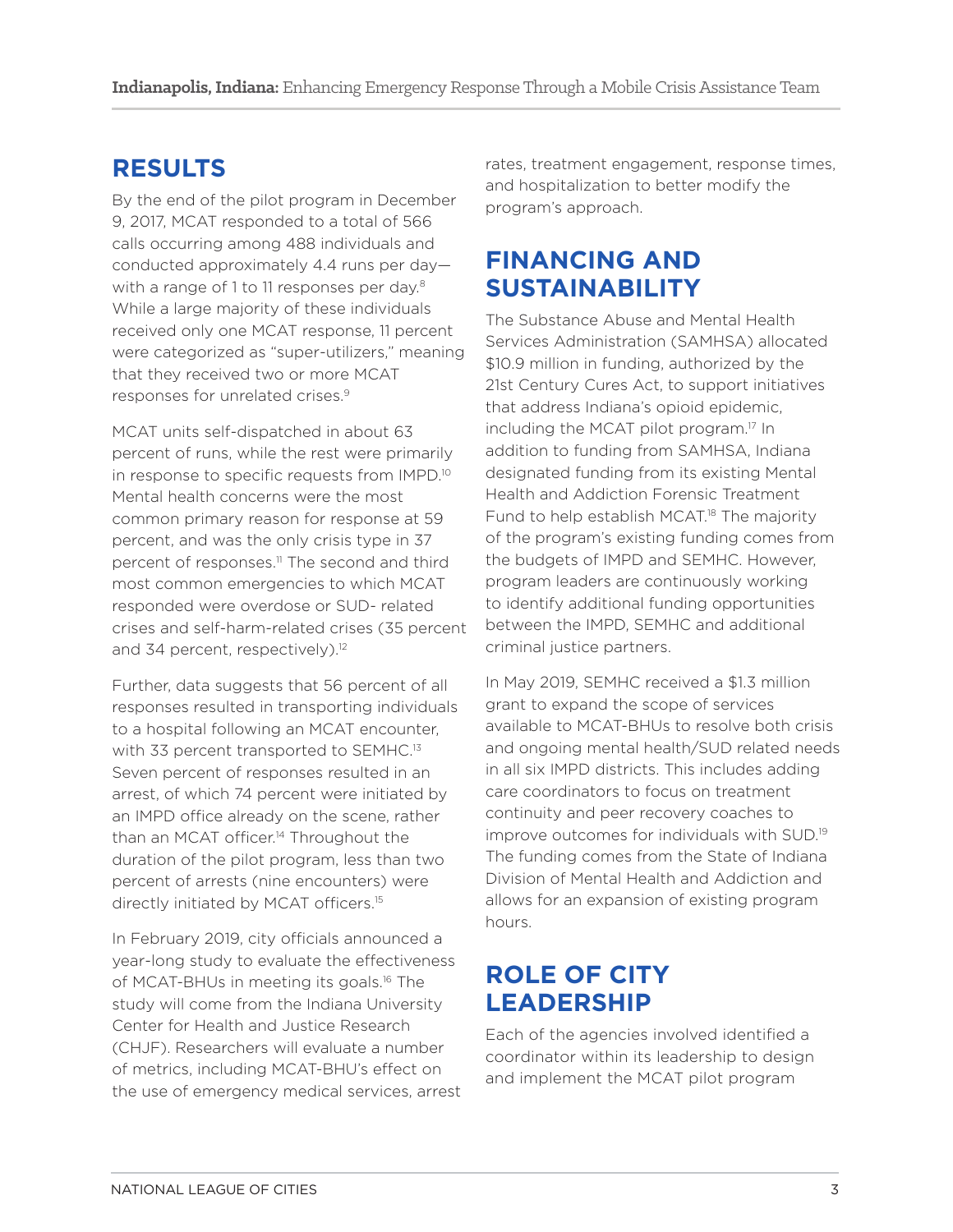## RESULTS

By the end of the pilot program in December 9, 2017, MCAT responded to a total of 566 calls occurring among 488 individuals and conducted approximately 4.4 runs per day—with a range of 1 to 11 responses per day.[8] While a large majority of these individuals received only one MCAT response, 11 percent were categorized as "super-utilizers," meaning that they received two or more MCAT responses for unrelated crises.[9]

MCAT units self-dispatched in about 63 percent of runs, while the rest were primarily in response to specific requests from IMPD.[10] Mental health concerns were the most common primary reason for response at 59 percent, and was the only crisis type in 37 percent of responses.[11] The second and third most common emergencies to which MCAT responded were overdose or SUD- related crises and self-harm-related crises (35 percent and 34 percent, respectively).[12]

Further, data suggests that 56 percent of all responses resulted in transporting individuals to a hospital following an MCAT encounter, with 33 percent transported to SEMHC.[13] Seven percent of responses resulted in an arrest, of which 74 percent were initiated by an IMPD office already on the scene, rather than an MCAT officer.[14] Throughout the duration of the pilot program, less than two percent of arrests (nine encounters) were directly initiated by MCAT officers.[15]

In February 2019, city officials announced a year-long study to evaluate the effectiveness of MCAT-BHUs in meeting its goals.[16] The study will come from the Indiana University Center for Health and Justice Research (CHJF). Researchers will evaluate a number of metrics, including MCAT-BHU's effect on the use of emergency medical services, arrest rates, treatment engagement, response times, and hospitalization to better modify the program's approach.

## FINANCING AND SUSTAINABILITY

The Substance Abuse and Mental Health Services Administration (SAMHSA) allocated $10.9 million in funding, authorized by the 21st Century Cures Act, to support initiatives that address Indiana's opioid epidemic, including the MCAT pilot program.[17] In addition to funding from SAMHSA, Indiana designated funding from its existing Mental Health and Addiction Forensic Treatment Fund to help establish MCAT.[18] The majority of the program's existing funding comes from the budgets of IMPD and SEMHC. However, program leaders are continuously working to identify additional funding opportunities between the IMPD, SEMHC and additional criminal justice partners.

In May 2019, SEMHC received a $1.3 million grant to expand the scope of services available to MCAT-BHUs to resolve both crisis and ongoing mental health/SUD related needs in all six IMPD districts. This includes adding care coordinators to focus on treatment continuity and peer recovery coaches to improve outcomes for individuals with SUD.[19] The funding comes from the State of Indiana Division of Mental Health and Addiction and allows for an expansion of existing program hours.

## ROLE OF CITY LEADERSHIP

Each of the agencies involved identified a coordinator within its leadership to design and implement the MCAT pilot program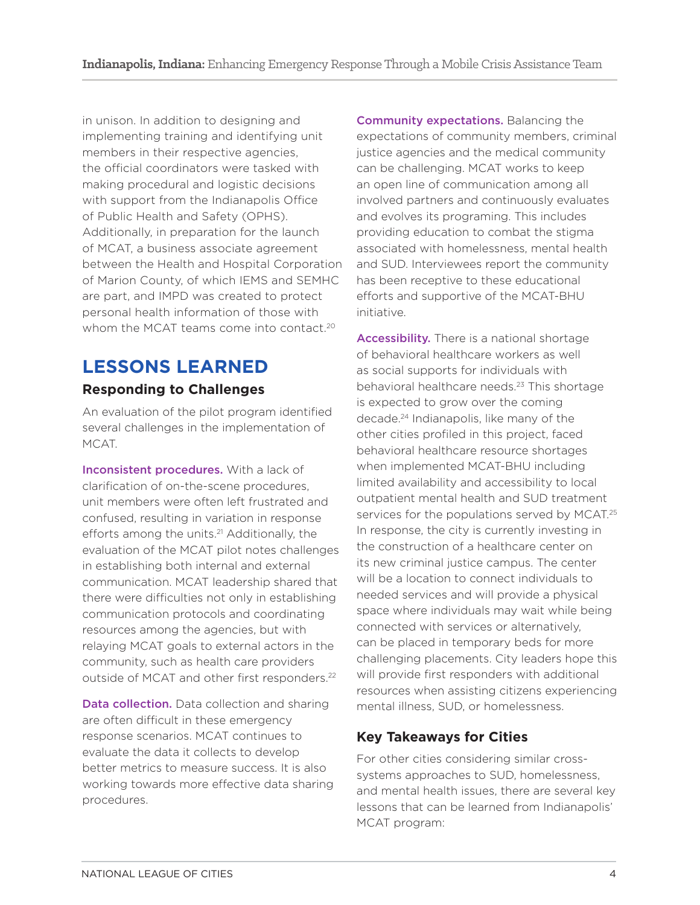in unison. In addition to designing and implementing training and identifying unit members in their respective agencies, the official coordinators were tasked with making procedural and logistic decisions with support from the Indianapolis Office of Public Health and Safety (OPHS). Additionally, in preparation for the launch of MCAT, a business associate agreement between the Health and Hospital Corporation of Marion County, of which IEMS and SEMHC are part, and IMPD was created to protect personal health information of those with whom the MCAT teams come into contact.[20]

## LESSONS LEARNED

### Responding to Challenges

An evaluation of the pilot program identified several challenges in the implementation of MCAT.

**Inconsistent procedures.** With a lack of clarification of on-the-scene procedures, unit members were often left frustrated and confused, resulting in variation in response efforts among the units.[21] Additionally, the evaluation of the MCAT pilot notes challenges in establishing both internal and external communication. MCAT leadership shared that there were difficulties not only in establishing communication protocols and coordinating resources among the agencies, but with relaying MCAT goals to external actors in the community, such as health care providers outside of MCAT and other first responders.[22]

**Data collection.** Data collection and sharing are often difficult in these emergency response scenarios. MCAT continues to evaluate the data it collects to develop better metrics to measure success. It is also working towards more effective data sharing procedures.

**Community expectations.** Balancing the expectations of community members, criminal justice agencies and the medical community can be challenging. MCAT works to keep an open line of communication among all involved partners and continuously evaluates and evolves its programing. This includes providing education to combat the stigma associated with homelessness, mental health and SUD. Interviewees report the community has been receptive to these educational efforts and supportive of the MCAT-BHU initiative.

**Accessibility.** There is a national shortage of behavioral healthcare workers as well as social supports for individuals with behavioral healthcare needs.[23] This shortage is expected to grow over the coming decade.[24] Indianapolis, like many of the other cities profiled in this project, faced behavioral healthcare resource shortages when implemented MCAT-BHU including limited availability and accessibility to local outpatient mental health and SUD treatment services for the populations served by MCAT.[25] In response, the city is currently investing in the construction of a healthcare center on its new criminal justice campus. The center will be a location to connect individuals to needed services and will provide a physical space where individuals may wait while being connected with services or alternatively, can be placed in temporary beds for more challenging placements. City leaders hope this will provide first responders with additional resources when assisting citizens experiencing mental illness, SUD, or homelessness.

### Key Takeaways for Cities

For other cities considering similar cross-systems approaches to SUD, homelessness, and mental health issues, there are several key lessons that can be learned from Indianapolis' MCAT program: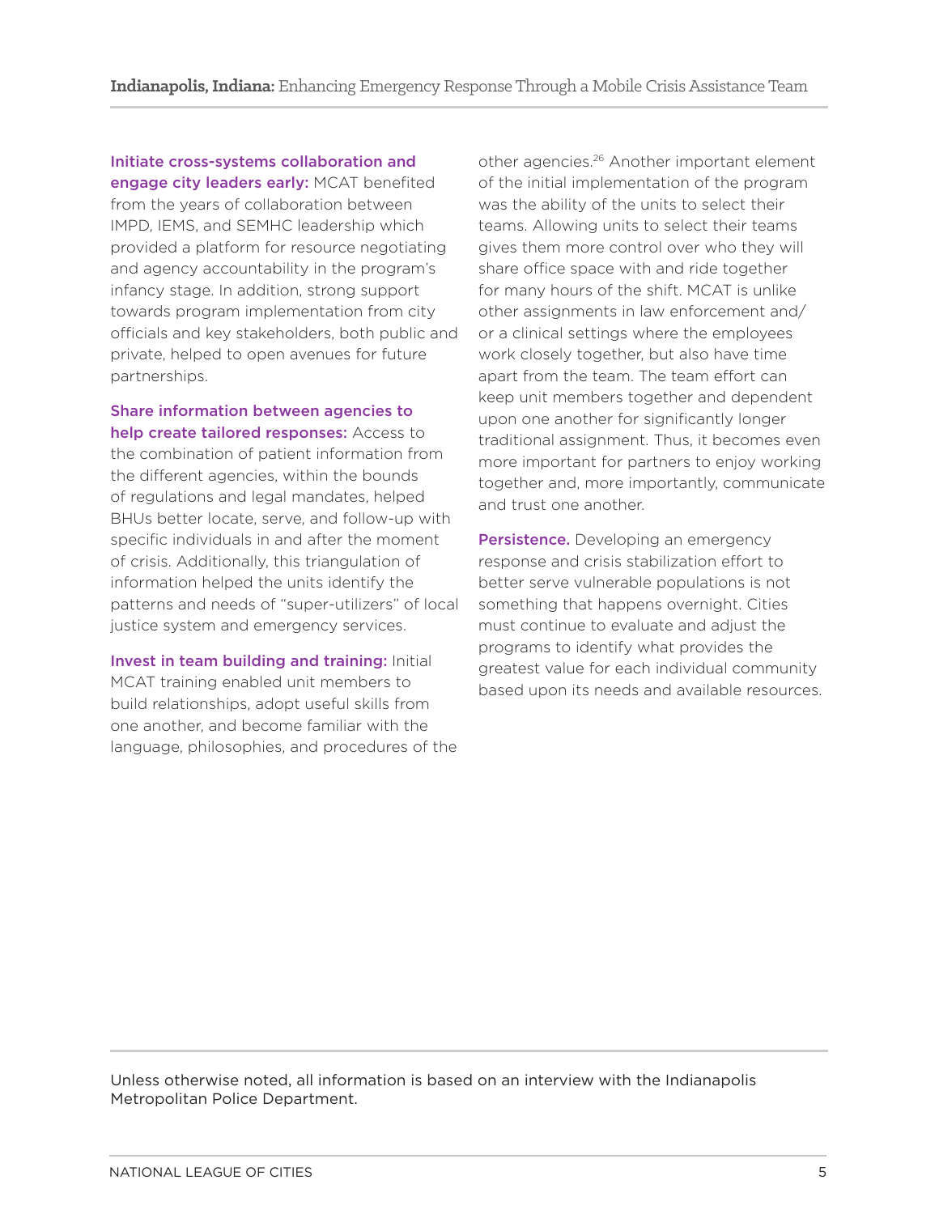**Initiate cross-systems collaboration and engage city leaders early:** MCAT benefited from the years of collaboration between IMPD, IEMS, and SEMHC leadership which provided a platform for resource negotiating and agency accountability in the program's infancy stage. In addition, strong support towards program implementation from city officials and key stakeholders, both public and private, helped to open avenues for future partnerships.

**Share information between agencies to help create tailored responses:** Access to the combination of patient information from the different agencies, within the bounds of regulations and legal mandates, helped BHUs better locate, serve, and follow-up with specific individuals in and after the moment of crisis. Additionally, this triangulation of information helped the units identify the patterns and needs of "super-utilizers" of local justice system and emergency services.

**Invest in team building and training:** Initial MCAT training enabled unit members to build relationships, adopt useful skills from one another, and become familiar with the language, philosophies, and procedures of the other agencies.[26] Another important element of the initial implementation of the program was the ability of the units to select their teams. Allowing units to select their teams gives them more control over who they will share office space with and ride together for many hours of the shift. MCAT is unlike other assignments in law enforcement and/or a clinical settings where the employees work closely together, but also have time apart from the team. The team effort can keep unit members together and dependent upon one another for significantly longer traditional assignment. Thus, it becomes even more important for partners to enjoy working together and, more importantly, communicate and trust one another.

**Persistence.** Developing an emergency response and crisis stabilization effort to better serve vulnerable populations is not something that happens overnight. Cities must continue to evaluate and adjust the programs to identify what provides the greatest value for each individual community based upon its needs and available resources.

---

Unless otherwise noted, all information is based on an interview with the Indianapolis Metropolitan Police Department.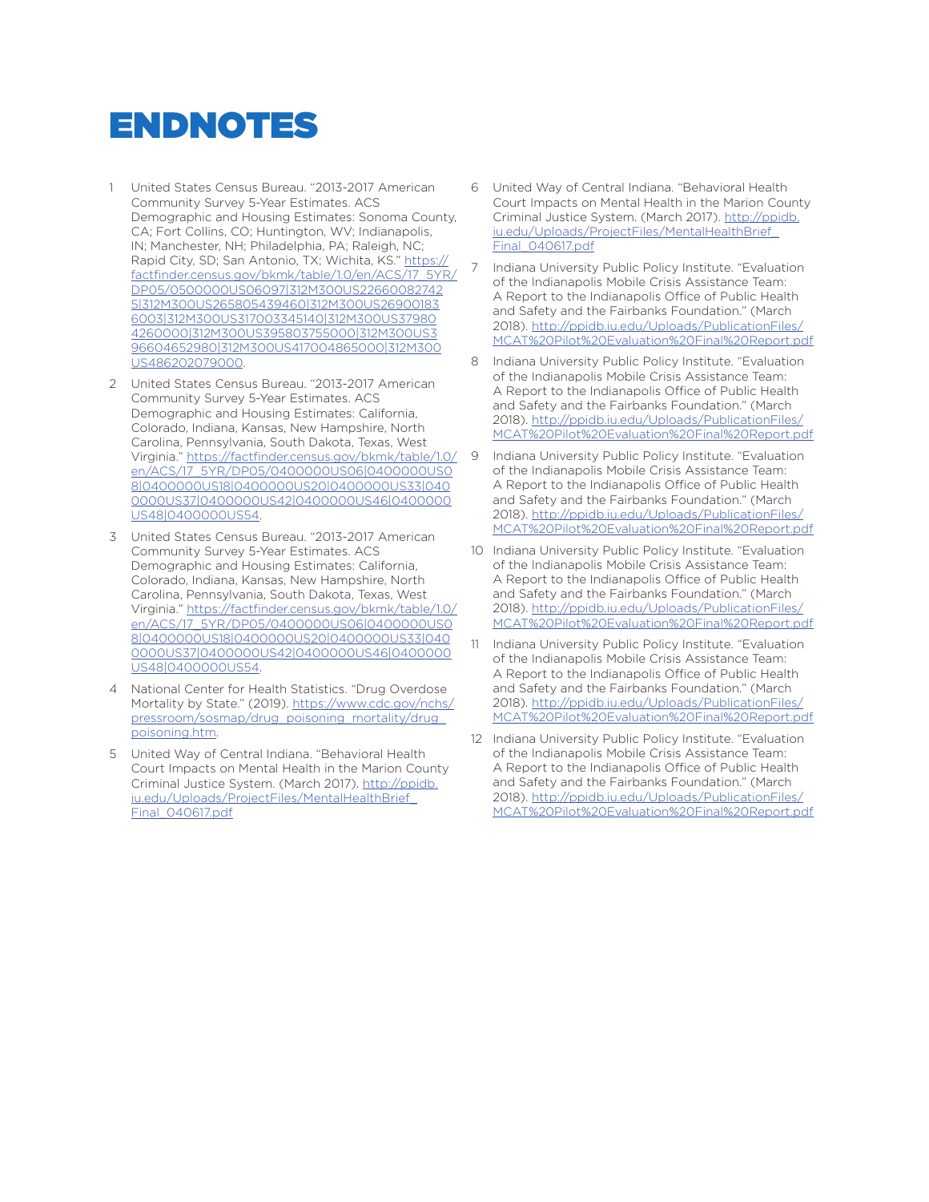# ENDNOTES

1. United States Census Bureau. "2013-2017 American Community Survey 5-Year Estimates. ACS Demographic and Housing Estimates: Sonoma County, CA; Fort Collins, CO; Huntington, WV; Indianapolis, IN; Manchester, NH; Philadelphia, PA; Raleigh, NC; Rapid City, SD; San Antonio, TX; Wichita, KS." https://factfinder.census.gov/bkmk/table/1.0/en/ACS/17_5YR/DP05/0500000US06097|312M300US226600827425|312M300US265805439460|312M300US269001836003|312M300US317003345140|312M300US379804260000|312M300US395803755000|312M300US396604652980|312M300US417004865000|312M300US486202079000.
2. United States Census Bureau. "2013-2017 American Community Survey 5-Year Estimates. ACS Demographic and Housing Estimates: California, Colorado, Indiana, Kansas, New Hampshire, North Carolina, Pennsylvania, South Dakota, Texas, West Virginia." https://factfinder.census.gov/bkmk/table/1.0/en/ACS/17_5YR/DP05/0400000US06|0400000US08|0400000US18|0400000US20|0400000US33|0400000US37|0400000US42|0400000US46|0400000US48|0400000US54.
3. United States Census Bureau. "2013-2017 American Community Survey 5-Year Estimates. ACS Demographic and Housing Estimates: California, Colorado, Indiana, Kansas, New Hampshire, North Carolina, Pennsylvania, South Dakota, Texas, West Virginia." https://factfinder.census.gov/bkmk/table/1.0/en/ACS/17_5YR/DP05/0400000US06|0400000US08|0400000US18|0400000US20|0400000US33|0400000US37|0400000US42|0400000US46|0400000US48|0400000US54.
4. National Center for Health Statistics. "Drug Overdose Mortality by State." (2019). https://www.cdc.gov/nchs/pressroom/sosmap/drug_poisoning_mortality/drug_poisoning.htm.
5. United Way of Central Indiana. "Behavioral Health Court Impacts on Mental Health in the Marion County Criminal Justice System. (March 2017). http://ppidb.iu.edu/Uploads/ProjectFiles/MentalHealthBrief_Final_040617.pdf
6. United Way of Central Indiana. "Behavioral Health Court Impacts on Mental Health in the Marion County Criminal Justice System. (March 2017). http://ppidb.iu.edu/Uploads/ProjectFiles/MentalHealthBrief_Final_040617.pdf
7. Indiana University Public Policy Institute. "Evaluation of the Indianapolis Mobile Crisis Assistance Team: A Report to the Indianapolis Office of Public Health and Safety and the Fairbanks Foundation." (March 2018). http://ppidb.iu.edu/Uploads/PublicationFiles/MCAT%20Pilot%20Evaluation%20Final%20Report.pdf
8. Indiana University Public Policy Institute. "Evaluation of the Indianapolis Mobile Crisis Assistance Team: A Report to the Indianapolis Office of Public Health and Safety and the Fairbanks Foundation." (March 2018). http://ppidb.iu.edu/Uploads/PublicationFiles/MCAT%20Pilot%20Evaluation%20Final%20Report.pdf
9. Indiana University Public Policy Institute. "Evaluation of the Indianapolis Mobile Crisis Assistance Team: A Report to the Indianapolis Office of Public Health and Safety and the Fairbanks Foundation." (March 2018). http://ppidb.iu.edu/Uploads/PublicationFiles/MCAT%20Pilot%20Evaluation%20Final%20Report.pdf
10. Indiana University Public Policy Institute. "Evaluation of the Indianapolis Mobile Crisis Assistance Team: A Report to the Indianapolis Office of Public Health and Safety and the Fairbanks Foundation." (March 2018). http://ppidb.iu.edu/Uploads/PublicationFiles/MCAT%20Pilot%20Evaluation%20Final%20Report.pdf
11. Indiana University Public Policy Institute. "Evaluation of the Indianapolis Mobile Crisis Assistance Team: A Report to the Indianapolis Office of Public Health and Safety and the Fairbanks Foundation." (March 2018). http://ppidb.iu.edu/Uploads/PublicationFiles/MCAT%20Pilot%20Evaluation%20Final%20Report.pdf
12. Indiana University Public Policy Institute. "Evaluation of the Indianapolis Mobile Crisis Assistance Team: A Report to the Indianapolis Office of Public Health and Safety and the Fairbanks Foundation." (March 2018). http://ppidb.iu.edu/Uploads/PublicationFiles/MCAT%20Pilot%20Evaluation%20Final%20Report.pdf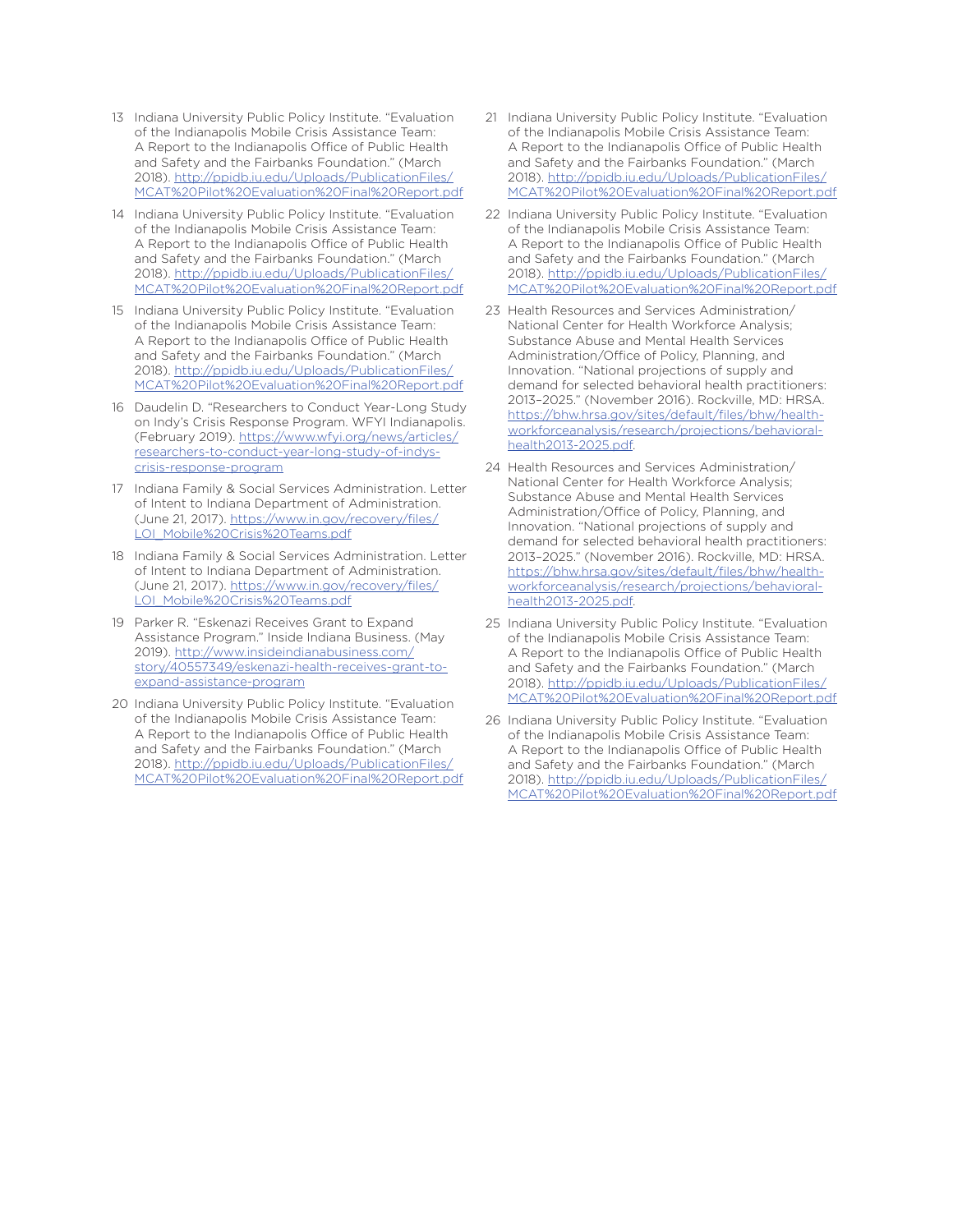13 Indiana University Public Policy Institute. "Evaluation of the Indianapolis Mobile Crisis Assistance Team: A Report to the Indianapolis Office of Public Health and Safety and the Fairbanks Foundation." (March 2018). http://ppidb.iu.edu/Uploads/PublicationFiles/MCAT%20Pilot%20Evaluation%20Final%20Report.pdf

14 Indiana University Public Policy Institute. "Evaluation of the Indianapolis Mobile Crisis Assistance Team: A Report to the Indianapolis Office of Public Health and Safety and the Fairbanks Foundation." (March 2018). http://ppidb.iu.edu/Uploads/PublicationFiles/MCAT%20Pilot%20Evaluation%20Final%20Report.pdf

15 Indiana University Public Policy Institute. "Evaluation of the Indianapolis Mobile Crisis Assistance Team: A Report to the Indianapolis Office of Public Health and Safety and the Fairbanks Foundation." (March 2018). http://ppidb.iu.edu/Uploads/PublicationFiles/MCAT%20Pilot%20Evaluation%20Final%20Report.pdf

16 Daudelin D. "Researchers to Conduct Year-Long Study on Indy's Crisis Response Program. WFYI Indianapolis. (February 2019). https://www.wfyi.org/news/articles/researchers-to-conduct-year-long-study-of-indys-crisis-response-program

17 Indiana Family & Social Services Administration. Letter of Intent to Indiana Department of Administration. (June 21, 2017). https://www.in.gov/recovery/files/LOI_Mobile%20Crisis%20Teams.pdf

18 Indiana Family & Social Services Administration. Letter of Intent to Indiana Department of Administration. (June 21, 2017). https://www.in.gov/recovery/files/LOI_Mobile%20Crisis%20Teams.pdf

19 Parker R. "Eskenazi Receives Grant to Expand Assistance Program." Inside Indiana Business. (May 2019). http://www.insideindianabusiness.com/story/40557349/eskenazi-health-receives-grant-to-expand-assistance-program

20 Indiana University Public Policy Institute. "Evaluation of the Indianapolis Mobile Crisis Assistance Team: A Report to the Indianapolis Office of Public Health and Safety and the Fairbanks Foundation." (March 2018). http://ppidb.iu.edu/Uploads/PublicationFiles/MCAT%20Pilot%20Evaluation%20Final%20Report.pdf

21 Indiana University Public Policy Institute. "Evaluation of the Indianapolis Mobile Crisis Assistance Team: A Report to the Indianapolis Office of Public Health and Safety and the Fairbanks Foundation." (March 2018). http://ppidb.iu.edu/Uploads/PublicationFiles/MCAT%20Pilot%20Evaluation%20Final%20Report.pdf

22 Indiana University Public Policy Institute. "Evaluation of the Indianapolis Mobile Crisis Assistance Team: A Report to the Indianapolis Office of Public Health and Safety and the Fairbanks Foundation." (March 2018). http://ppidb.iu.edu/Uploads/PublicationFiles/MCAT%20Pilot%20Evaluation%20Final%20Report.pdf

23 Health Resources and Services Administration/National Center for Health Workforce Analysis; Substance Abuse and Mental Health Services Administration/Office of Policy, Planning, and Innovation. "National projections of supply and demand for selected behavioral health practitioners: 2013–2025." (November 2016). Rockville, MD: HRSA. https://bhw.hrsa.gov/sites/default/files/bhw/health-workforceanalysis/research/projections/behavioral-health2013-2025.pdf.

24 Health Resources and Services Administration/National Center for Health Workforce Analysis; Substance Abuse and Mental Health Services Administration/Office of Policy, Planning, and Innovation. "National projections of supply and demand for selected behavioral health practitioners: 2013–2025." (November 2016). Rockville, MD: HRSA. https://bhw.hrsa.gov/sites/default/files/bhw/health-workforceanalysis/research/projections/behavioral-health2013-2025.pdf.

25 Indiana University Public Policy Institute. "Evaluation of the Indianapolis Mobile Crisis Assistance Team: A Report to the Indianapolis Office of Public Health and Safety and the Fairbanks Foundation." (March 2018). http://ppidb.iu.edu/Uploads/PublicationFiles/MCAT%20Pilot%20Evaluation%20Final%20Report.pdf

26 Indiana University Public Policy Institute. "Evaluation of the Indianapolis Mobile Crisis Assistance Team: A Report to the Indianapolis Office of Public Health and Safety and the Fairbanks Foundation." (March 2018). http://ppidb.iu.edu/Uploads/PublicationFiles/MCAT%20Pilot%20Evaluation%20Final%20Report.pdf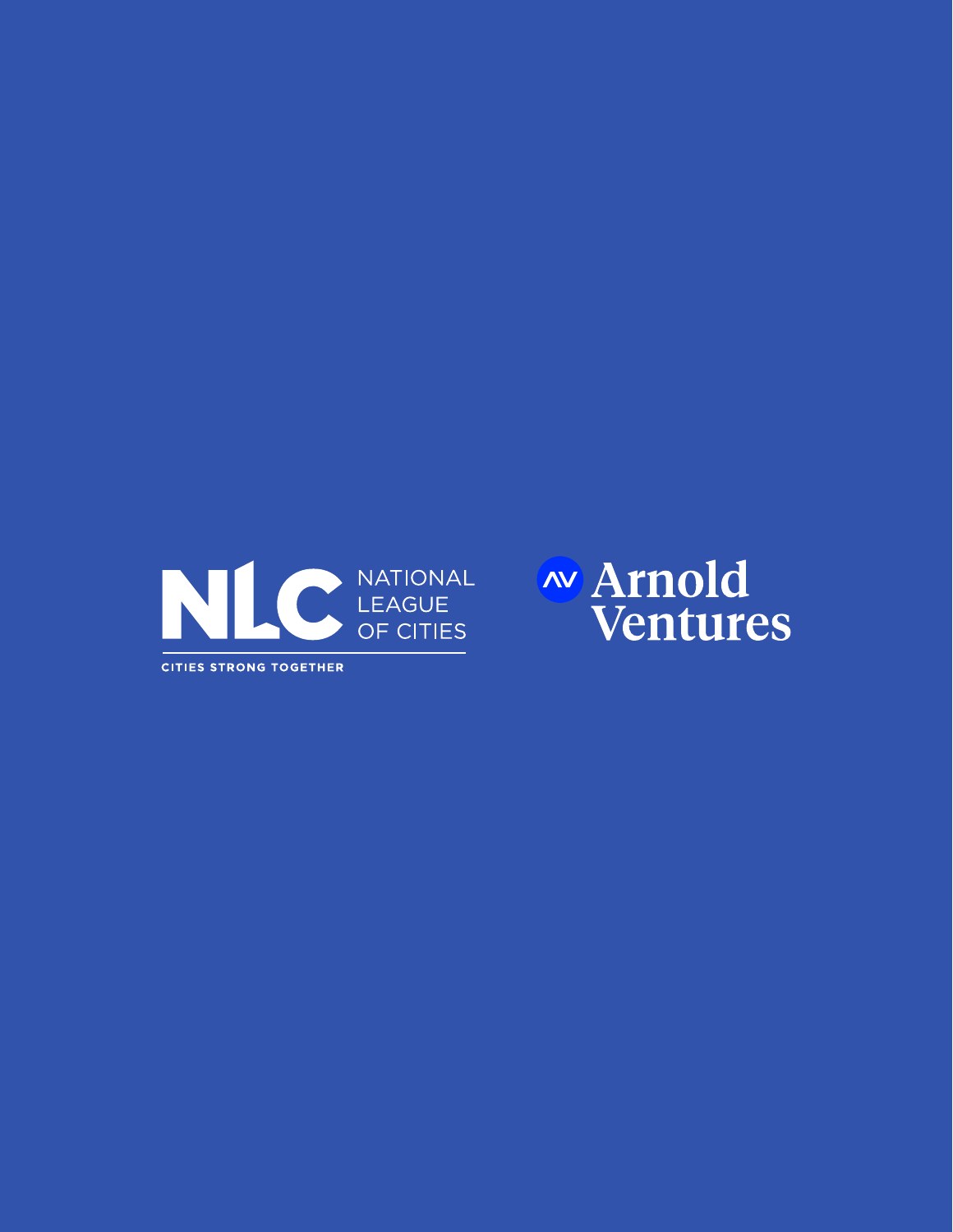NLC NATIONAL LEAGUE OF CITIES

CITIES STRONG TOGETHER

AV Arnold Ventures